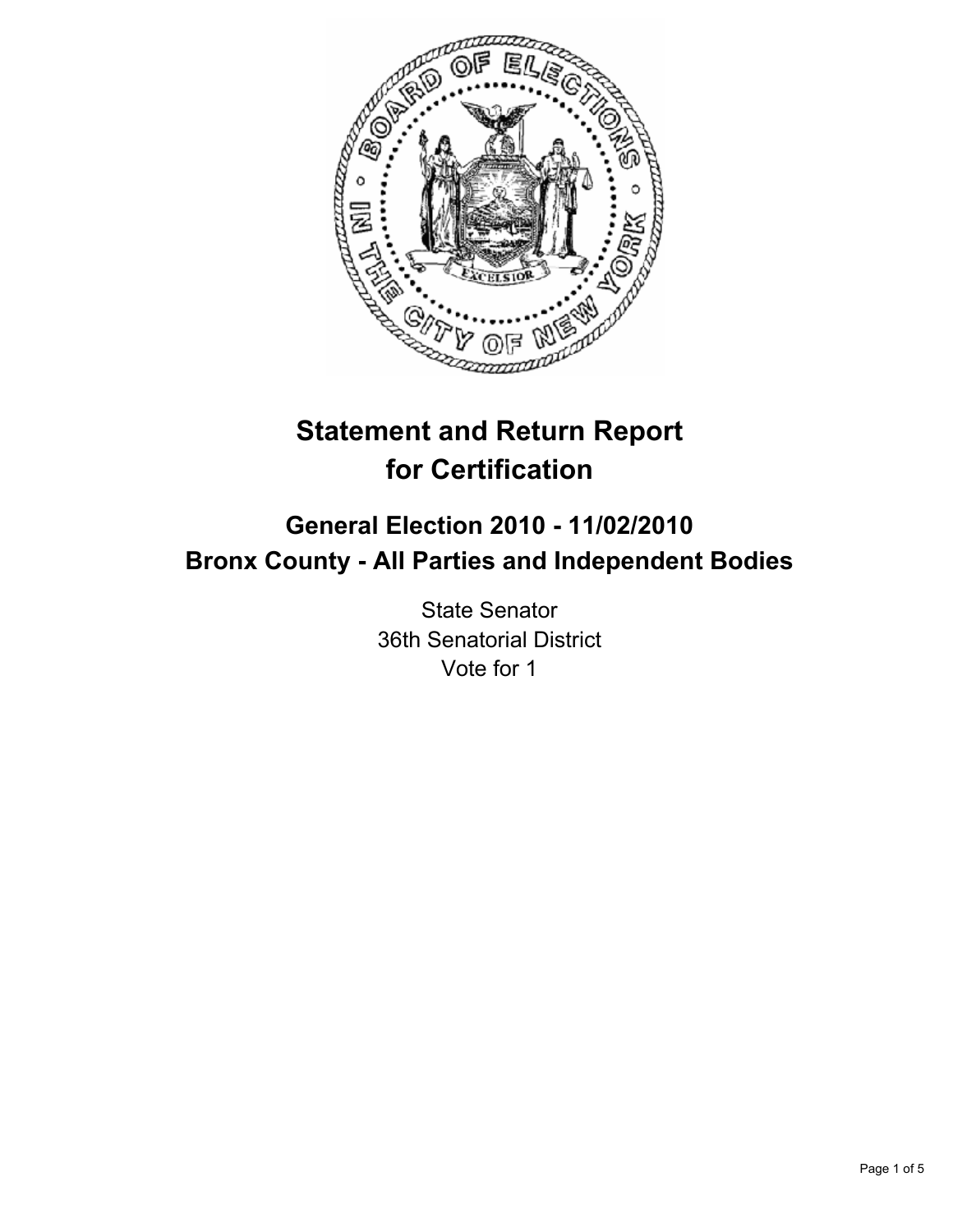# Statement and Return Report for Certification

## General Election 2010 - 11/02/2010
## Bronx County - All Parties and Independent Bodies

State Senator
36th Senatorial District
Vote for 1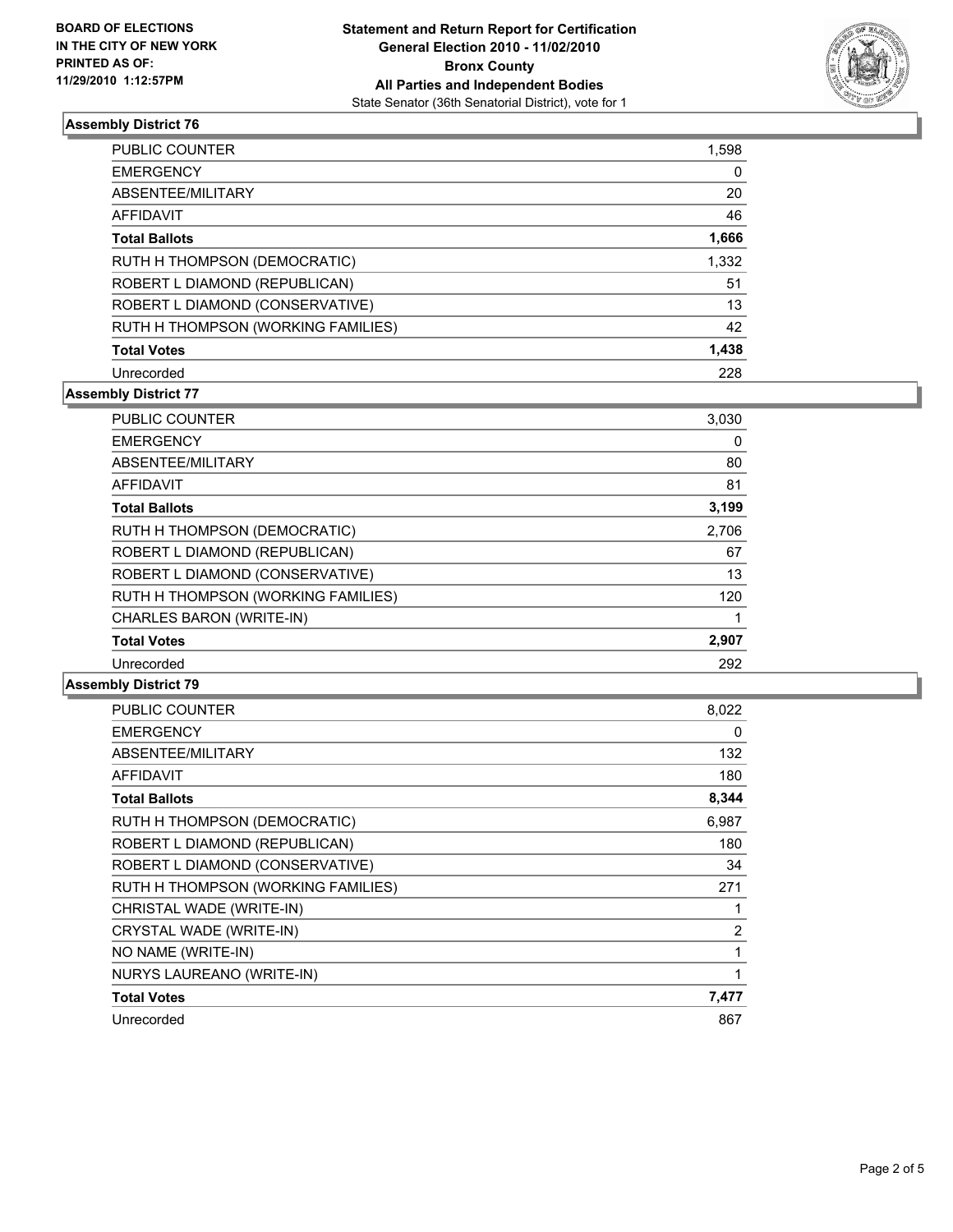**BOARD OF ELECTIONS IN THE CITY OF NEW YORK PRINTED AS OF: 11/29/2010 1:12:57PM**

**Statement and Return Report for Certification General Election 2010 - 11/02/2010 Bronx County All Parties and Independent Bodies**

State Senator (36th Senatorial District), vote for 1

### Assembly District 76

| | |
|---|---|
| PUBLIC COUNTER | 1,598 |
| EMERGENCY | 0 |
| ABSENTEE/MILITARY | 20 |
| AFFIDAVIT | 46 |
| **Total Ballots** | **1,666** |
| RUTH H THOMPSON (DEMOCRATIC) | 1,332 |
| ROBERT L DIAMOND (REPUBLICAN) | 51 |
| ROBERT L DIAMOND (CONSERVATIVE) | 13 |
| RUTH H THOMPSON (WORKING FAMILIES) | 42 |
| **Total Votes** | **1,438** |
| Unrecorded | 228 |

### Assembly District 77

| | |
|---|---|
| PUBLIC COUNTER | 3,030 |
| EMERGENCY | 0 |
| ABSENTEE/MILITARY | 80 |
| AFFIDAVIT | 81 |
| **Total Ballots** | **3,199** |
| RUTH H THOMPSON (DEMOCRATIC) | 2,706 |
| ROBERT L DIAMOND (REPUBLICAN) | 67 |
| ROBERT L DIAMOND (CONSERVATIVE) | 13 |
| RUTH H THOMPSON (WORKING FAMILIES) | 120 |
| CHARLES BARON (WRITE-IN) | 1 |
| **Total Votes** | **2,907** |
| Unrecorded | 292 |

### Assembly District 79

| | |
|---|---|
| PUBLIC COUNTER | 8,022 |
| EMERGENCY | 0 |
| ABSENTEE/MILITARY | 132 |
| AFFIDAVIT | 180 |
| **Total Ballots** | **8,344** |
| RUTH H THOMPSON (DEMOCRATIC) | 6,987 |
| ROBERT L DIAMOND (REPUBLICAN) | 180 |
| ROBERT L DIAMOND (CONSERVATIVE) | 34 |
| RUTH H THOMPSON (WORKING FAMILIES) | 271 |
| CHRISTAL WADE (WRITE-IN) | 1 |
| CRYSTAL WADE (WRITE-IN) | 2 |
| NO NAME (WRITE-IN) | 1 |
| NURYS LAUREANO (WRITE-IN) | 1 |
| **Total Votes** | **7,477** |
| Unrecorded | 867 |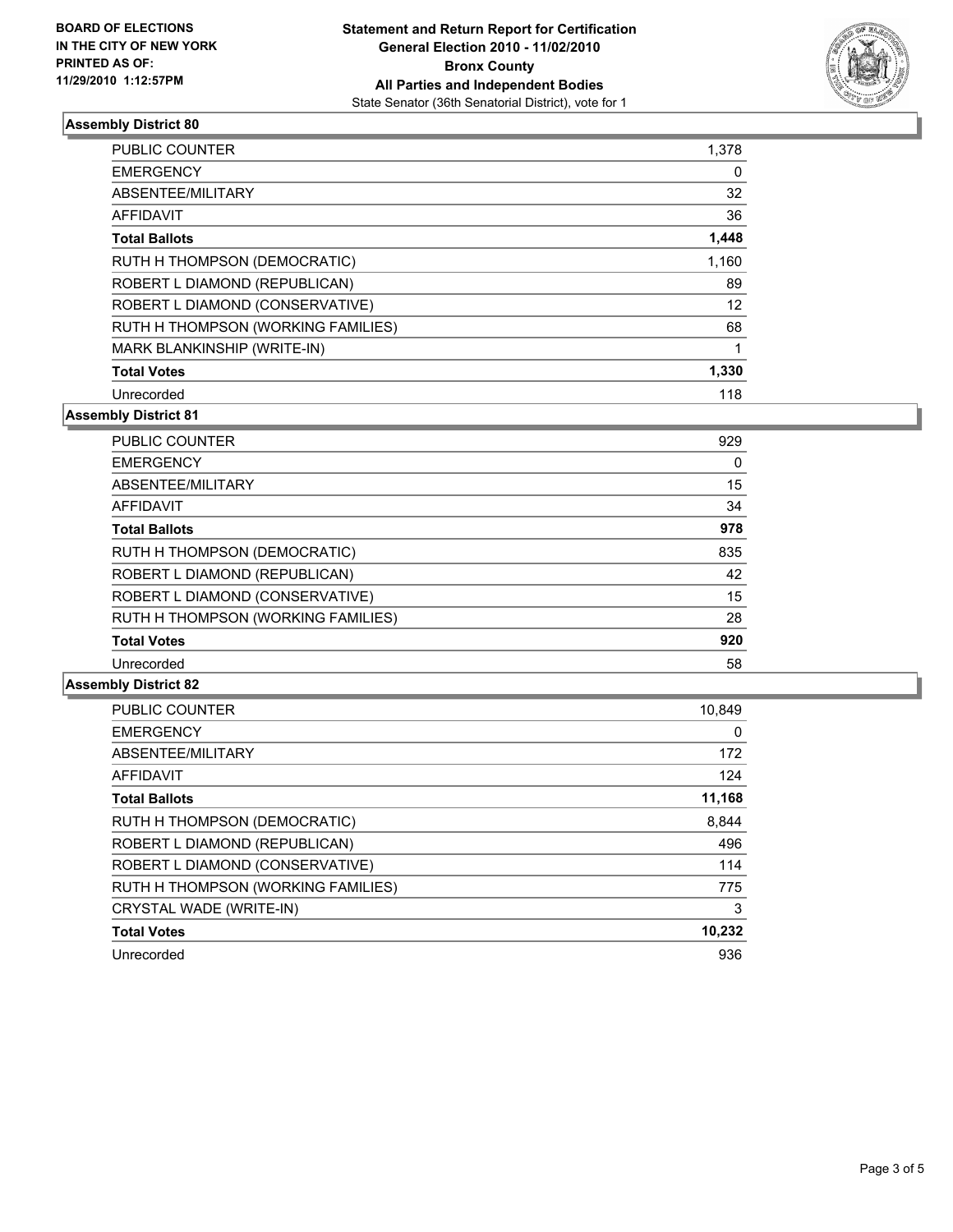**BOARD OF ELECTIONS**
**IN THE CITY OF NEW YORK**
**PRINTED AS OF:**
**11/29/2010 1:12:57PM**

**Statement and Return Report for Certification**
**General Election 2010 - 11/02/2010**
**Bronx County**
**All Parties and Independent Bodies**
State Senator (36th Senatorial District), vote for 1

### Assembly District 80

| | |
|---|---|
| PUBLIC COUNTER | 1,378 |
| EMERGENCY | 0 |
| ABSENTEE/MILITARY | 32 |
| AFFIDAVIT | 36 |
| **Total Ballots** | **1,448** |
| RUTH H THOMPSON (DEMOCRATIC) | 1,160 |
| ROBERT L DIAMOND (REPUBLICAN) | 89 |
| ROBERT L DIAMOND (CONSERVATIVE) | 12 |
| RUTH H THOMPSON (WORKING FAMILIES) | 68 |
| MARK BLANKINSHIP (WRITE-IN) | 1 |
| **Total Votes** | **1,330** |
| Unrecorded | 118 |

### Assembly District 81

| | |
|---|---|
| PUBLIC COUNTER | 929 |
| EMERGENCY | 0 |
| ABSENTEE/MILITARY | 15 |
| AFFIDAVIT | 34 |
| **Total Ballots** | **978** |
| RUTH H THOMPSON (DEMOCRATIC) | 835 |
| ROBERT L DIAMOND (REPUBLICAN) | 42 |
| ROBERT L DIAMOND (CONSERVATIVE) | 15 |
| RUTH H THOMPSON (WORKING FAMILIES) | 28 |
| **Total Votes** | **920** |
| Unrecorded | 58 |

### Assembly District 82

| | |
|---|---|
| PUBLIC COUNTER | 10,849 |
| EMERGENCY | 0 |
| ABSENTEE/MILITARY | 172 |
| AFFIDAVIT | 124 |
| **Total Ballots** | **11,168** |
| RUTH H THOMPSON (DEMOCRATIC) | 8,844 |
| ROBERT L DIAMOND (REPUBLICAN) | 496 |
| ROBERT L DIAMOND (CONSERVATIVE) | 114 |
| RUTH H THOMPSON (WORKING FAMILIES) | 775 |
| CRYSTAL WADE (WRITE-IN) | 3 |
| **Total Votes** | **10,232** |
| Unrecorded | 936 |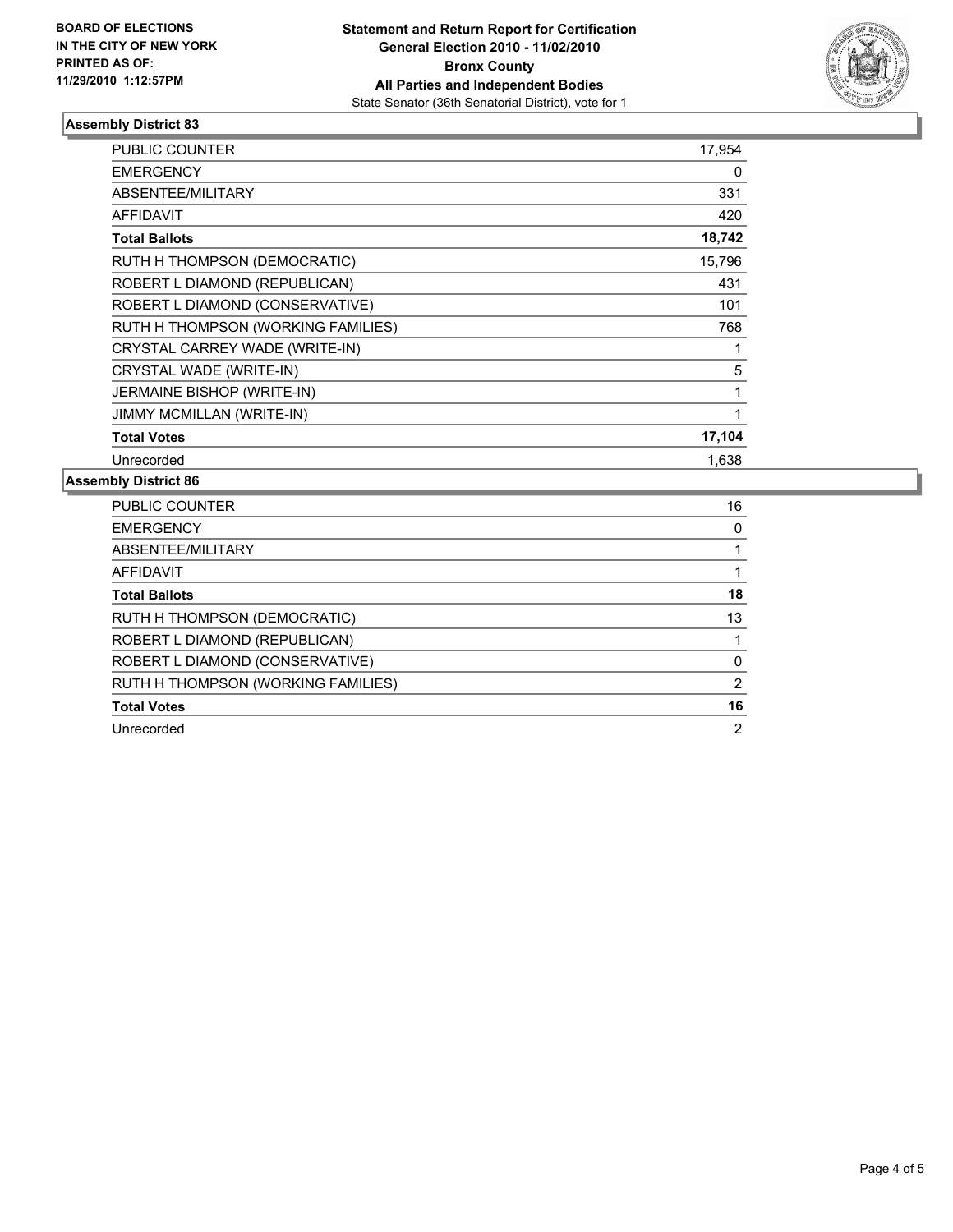**BOARD OF ELECTIONS IN THE CITY OF NEW YORK PRINTED AS OF: 11/29/2010 1:12:57PM**

**Statement and Return Report for Certification**
**General Election 2010 - 11/02/2010**
**Bronx County**
**All Parties and Independent Bodies**
State Senator (36th Senatorial District), vote for 1

### Assembly District 83

| | |
|---|---|
| PUBLIC COUNTER | 17,954 |
| EMERGENCY | 0 |
| ABSENTEE/MILITARY | 331 |
| AFFIDAVIT | 420 |
| **Total Ballots** | **18,742** |
| RUTH H THOMPSON (DEMOCRATIC) | 15,796 |
| ROBERT L DIAMOND (REPUBLICAN) | 431 |
| ROBERT L DIAMOND (CONSERVATIVE) | 101 |
| RUTH H THOMPSON (WORKING FAMILIES) | 768 |
| CRYSTAL CARREY WADE (WRITE-IN) | 1 |
| CRYSTAL WADE (WRITE-IN) | 5 |
| JERMAINE BISHOP (WRITE-IN) | 1 |
| JIMMY MCMILLAN (WRITE-IN) | 1 |
| **Total Votes** | **17,104** |
| Unrecorded | 1,638 |

### Assembly District 86

| | |
|---|---|
| PUBLIC COUNTER | 16 |
| EMERGENCY | 0 |
| ABSENTEE/MILITARY | 1 |
| AFFIDAVIT | 1 |
| **Total Ballots** | **18** |
| RUTH H THOMPSON (DEMOCRATIC) | 13 |
| ROBERT L DIAMOND (REPUBLICAN) | 1 |
| ROBERT L DIAMOND (CONSERVATIVE) | 0 |
| RUTH H THOMPSON (WORKING FAMILIES) | 2 |
| **Total Votes** | **16** |
| Unrecorded | 2 |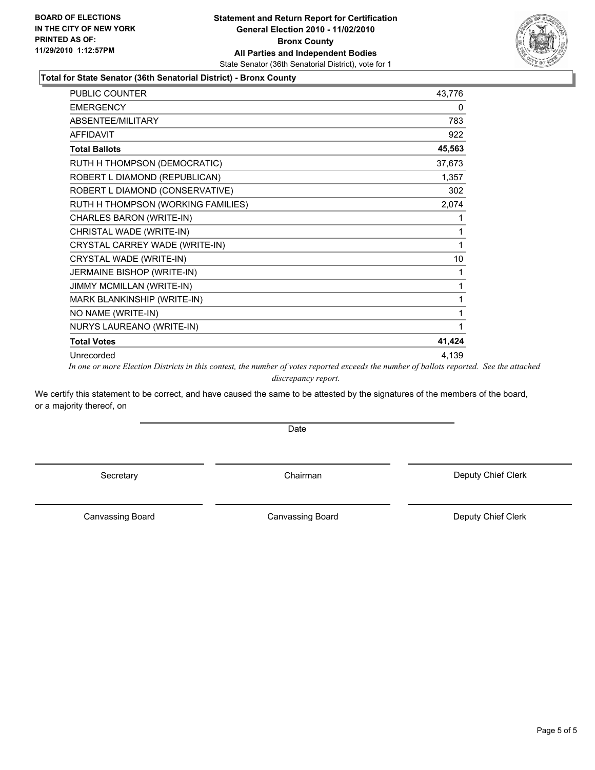**BOARD OF ELECTIONS**
**IN THE CITY OF NEW YORK**
**PRINTED AS OF:**
**11/29/2010 1:12:57PM**

**Statement and Return Report for Certification**
**General Election 2010 - 11/02/2010**
**Bronx County**
**All Parties and Independent Bodies**
State Senator (36th Senatorial District), vote for 1

### Total for State Senator (36th Senatorial District) - Bronx County

| | |
|---|---|
| PUBLIC COUNTER | 43,776 |
| EMERGENCY | 0 |
| ABSENTEE/MILITARY | 783 |
| AFFIDAVIT | 922 |
| **Total Ballots** | **45,563** |
| RUTH H THOMPSON (DEMOCRATIC) | 37,673 |
| ROBERT L DIAMOND (REPUBLICAN) | 1,357 |
| ROBERT L DIAMOND (CONSERVATIVE) | 302 |
| RUTH H THOMPSON (WORKING FAMILIES) | 2,074 |
| CHARLES BARON (WRITE-IN) | 1 |
| CHRISTAL WADE (WRITE-IN) | 1 |
| CRYSTAL CARREY WADE (WRITE-IN) | 1 |
| CRYSTAL WADE (WRITE-IN) | 10 |
| JERMAINE BISHOP (WRITE-IN) | 1 |
| JIMMY MCMILLAN (WRITE-IN) | 1 |
| MARK BLANKINSHIP (WRITE-IN) | 1 |
| NO NAME (WRITE-IN) | 1 |
| NURYS LAUREANO (WRITE-IN) | 1 |
| **Total Votes** | **41,424** |
| Unrecorded | 4,139 |

*In one or more Election Districts in this contest, the number of votes reported exceeds the number of ballots reported. See the attached discrepancy report.*

We certify this statement to be correct, and have caused the same to be attested by the signatures of the members of the board, or a majority thereof, on

Date

Secretary | Chairman | Deputy Chief Clerk

Canvassing Board | Canvassing Board | Deputy Chief Clerk